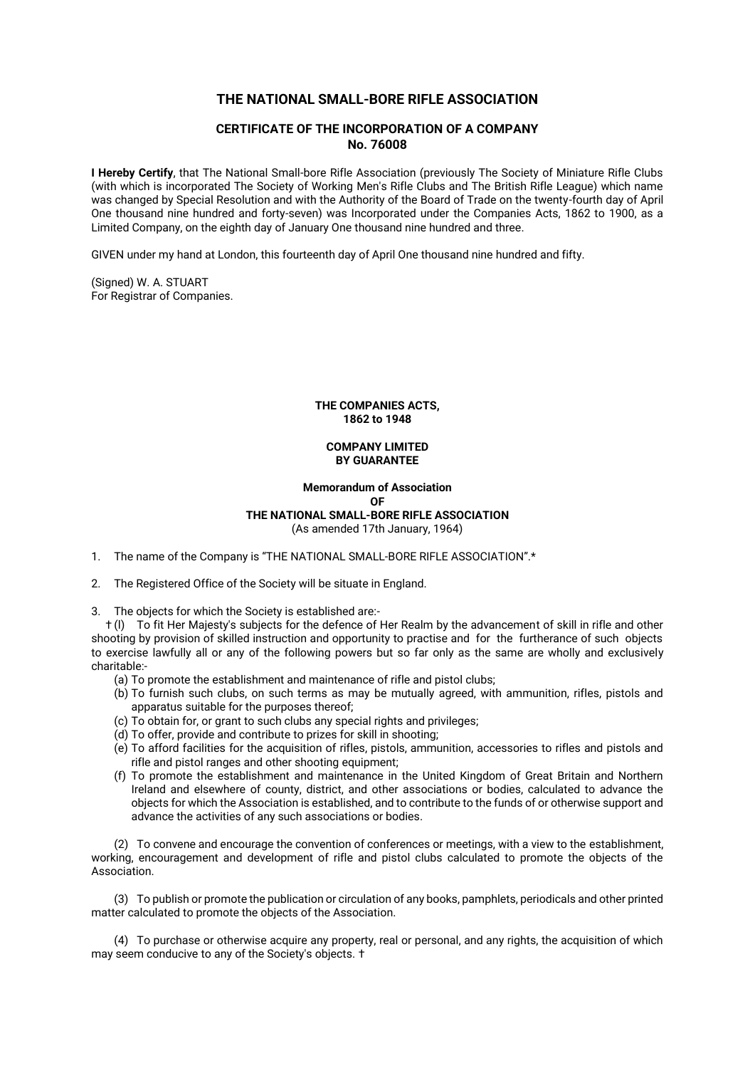# THE NATIONAL SMALL-BORE RIFLE ASSOCIATION

## CERTIFICATE OF THE INCORPORATION OF A COMPANY
## No. 76008

**I Hereby Certify**, that The National Small-bore Rifle Association (previously The Society of Miniature Rifle Clubs (with which is incorporated The Society of Working Men's Rifle Clubs and The British Rifle League) which name was changed by Special Resolution and with the Authority of the Board of Trade on the twenty-fourth day of April One thousand nine hundred and forty-seven) was Incorporated under the Companies Acts, 1862 to 1900, as a Limited Company, on the eighth day of January One thousand nine hundred and three.

GIVEN under my hand at London, this fourteenth day of April One thousand nine hundred and fifty.

(Signed) W. A. STUART
For Registrar of Companies.

**THE COMPANIES ACTS,**
**1862 to 1948**

**COMPANY LIMITED**
**BY GUARANTEE**

**Memorandum of Association**
**OF**
**THE NATIONAL SMALL-BORE RIFLE ASSOCIATION**
(As amended 17th January, 1964)

1. The name of the Company is "THE NATIONAL SMALL-BORE RIFLE ASSOCIATION".*

2. The Registered Office of the Society will be situate in England.

3. The objects for which the Society is established are:-

† (l) To fit Her Majesty's subjects for the defence of Her Realm by the advancement of skill in rifle and other shooting by provision of skilled instruction and opportunity to practise and for the furtherance of such objects to exercise lawfully all or any of the following powers but so far only as the same are wholly and exclusively charitable:-

(a) To promote the establishment and maintenance of rifle and pistol clubs;
(b) To furnish such clubs, on such terms as may be mutually agreed, with ammunition, rifles, pistols and apparatus suitable for the purposes thereof;
(c) To obtain for, or grant to such clubs any special rights and privileges;
(d) To offer, provide and contribute to prizes for skill in shooting;
(e) To afford facilities for the acquisition of rifles, pistols, ammunition, accessories to rifles and pistols and rifle and pistol ranges and other shooting equipment;
(f) To promote the establishment and maintenance in the United Kingdom of Great Britain and Northern Ireland and elsewhere of county, district, and other associations or bodies, calculated to advance the objects for which the Association is established, and to contribute to the funds of or otherwise support and advance the activities of any such associations or bodies.

(2) To convene and encourage the convention of conferences or meetings, with a view to the establishment, working, encouragement and development of rifle and pistol clubs calculated to promote the objects of the Association.

(3) To publish or promote the publication or circulation of any books, pamphlets, periodicals and other printed matter calculated to promote the objects of the Association.

(4) To purchase or otherwise acquire any property, real or personal, and any rights, the acquisition of which may seem conducive to any of the Society's objects. †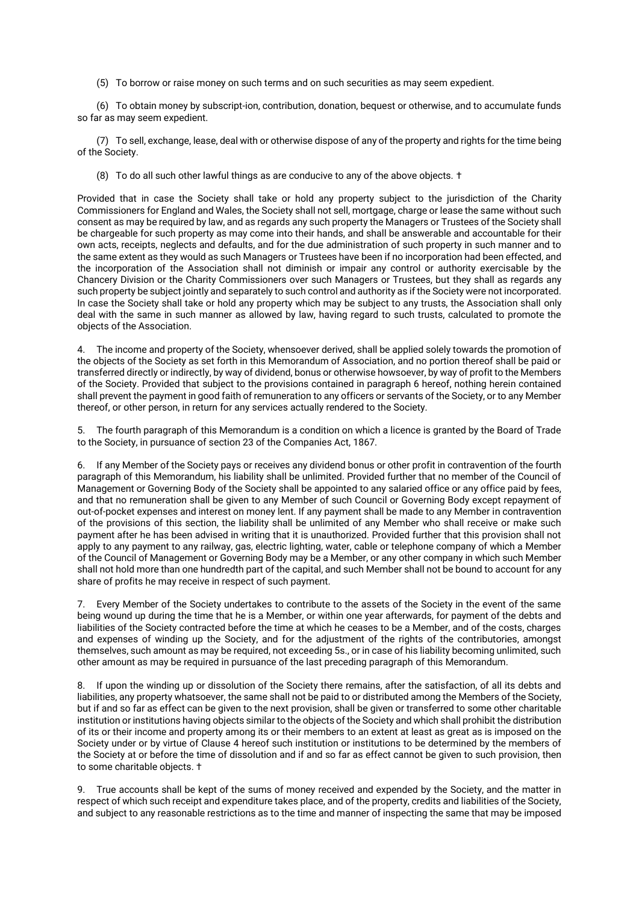(5) To borrow or raise money on such terms and on such securities as may seem expedient.

(6) To obtain money by subscript-ion, contribution, donation, bequest or otherwise, and to accumulate funds so far as may seem expedient.

(7) To sell, exchange, lease, deal with or otherwise dispose of any of the property and rights for the time being of the Society.

(8) To do all such other lawful things as are conducive to any of the above objects. †

Provided that in case the Society shall take or hold any property subject to the jurisdiction of the Charity Commissioners for England and Wales, the Society shall not sell, mortgage, charge or lease the same without such consent as may be required by law, and as regards any such property the Managers or Trustees of the Society shall be chargeable for such property as may come into their hands, and shall be answerable and accountable for their own acts, receipts, neglects and defaults, and for the due administration of such property in such manner and to the same extent as they would as such Managers or Trustees have been if no incorporation had been effected, and the incorporation of the Association shall not diminish or impair any control or authority exercisable by the Chancery Division or the Charity Commissioners over such Managers or Trustees, but they shall as regards any such property be subject jointly and separately to such control and authority as if the Society were not incorporated. In case the Society shall take or hold any property which may be subject to any trusts, the Association shall only deal with the same in such manner as allowed by law, having regard to such trusts, calculated to promote the objects of the Association.

4. The income and property of the Society, whensoever derived, shall be applied solely towards the promotion of the objects of the Society as set forth in this Memorandum of Association, and no portion thereof shall be paid or transferred directly or indirectly, by way of dividend, bonus or otherwise howsoever, by way of profit to the Members of the Society. Provided that subject to the provisions contained in paragraph 6 hereof, nothing herein contained shall prevent the payment in good faith of remuneration to any officers or servants of the Society, or to any Member thereof, or other person, in return for any services actually rendered to the Society.

5. The fourth paragraph of this Memorandum is a condition on which a licence is granted by the Board of Trade to the Society, in pursuance of section 23 of the Companies Act, 1867.

6. If any Member of the Society pays or receives any dividend bonus or other profit in contravention of the fourth paragraph of this Memorandum, his liability shall be unlimited. Provided further that no member of the Council of Management or Governing Body of the Society shall be appointed to any salaried office or any office paid by fees, and that no remuneration shall be given to any Member of such Council or Governing Body except repayment of out-of-pocket expenses and interest on money lent. If any payment shall be made to any Member in contravention of the provisions of this section, the liability shall be unlimited of any Member who shall receive or make such payment after he has been advised in writing that it is unauthorized. Provided further that this provision shall not apply to any payment to any railway, gas, electric lighting, water, cable or telephone company of which a Member of the Council of Management or Governing Body may be a Member, or any other company in which such Member shall not hold more than one hundredth part of the capital, and such Member shall not be bound to account for any share of profits he may receive in respect of such payment.

7. Every Member of the Society undertakes to contribute to the assets of the Society in the event of the same being wound up during the time that he is a Member, or within one year afterwards, for payment of the debts and liabilities of the Society contracted before the time at which he ceases to be a Member, and of the costs, charges and expenses of winding up the Society, and for the adjustment of the rights of the contributories, amongst themselves, such amount as may be required, not exceeding 5s., or in case of his liability becoming unlimited, such other amount as may be required in pursuance of the last preceding paragraph of this Memorandum.

8. If upon the winding up or dissolution of the Society there remains, after the satisfaction, of all its debts and liabilities, any property whatsoever, the same shall not be paid to or distributed among the Members of the Society, but if and so far as effect can be given to the next provision, shall be given or transferred to some other charitable institution or institutions having objects similar to the objects of the Society and which shall prohibit the distribution of its or their income and property among its or their members to an extent at least as great as is imposed on the Society under or by virtue of Clause 4 hereof such institution or institutions to be determined by the members of the Society at or before the time of dissolution and if and so far as effect cannot be given to such provision, then to some charitable objects. †

9. True accounts shall be kept of the sums of money received and expended by the Society, and the matter in respect of which such receipt and expenditure takes place, and of the property, credits and liabilities of the Society, and subject to any reasonable restrictions as to the time and manner of inspecting the same that may be imposed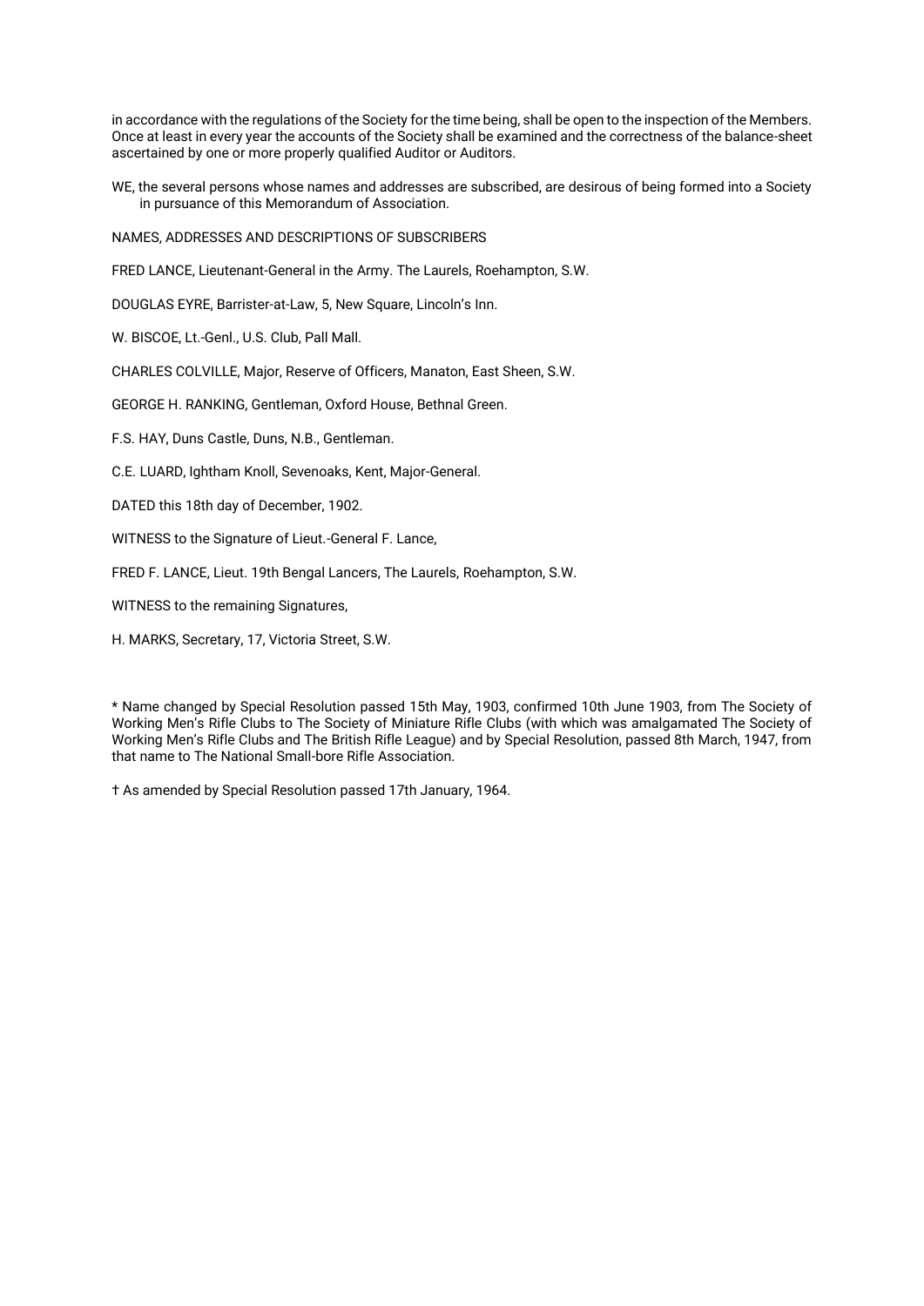in accordance with the regulations of the Society for the time being, shall be open to the inspection of the Members. Once at least in every year the accounts of the Society shall be examined and the correctness of the balance-sheet ascertained by one or more properly qualified Auditor or Auditors.

WE, the several persons whose names and addresses are subscribed, are desirous of being formed into a Society in pursuance of this Memorandum of Association.

NAMES, ADDRESSES AND DESCRIPTIONS OF SUBSCRIBERS

FRED LANCE, Lieutenant-General in the Army. The Laurels, Roehampton, S.W.

DOUGLAS EYRE, Barrister-at-Law, 5, New Square, Lincoln's Inn.

W. BISCOE, Lt.-Genl., U.S. Club, Pall Mall.

CHARLES COLVILLE, Major, Reserve of Officers, Manaton, East Sheen, S.W.

GEORGE H. RANKING, Gentleman, Oxford House, Bethnal Green.

F.S. HAY, Duns Castle, Duns, N.B., Gentleman.

C.E. LUARD, Ightham Knoll, Sevenoaks, Kent, Major-General.

DATED this 18th day of December, 1902.

WITNESS to the Signature of Lieut.-General F. Lance,

FRED F. LANCE, Lieut. 19th Bengal Lancers, The Laurels, Roehampton, S.W.

WITNESS to the remaining Signatures,

H. MARKS, Secretary, 17, Victoria Street, S.W.

* Name changed by Special Resolution passed 15th May, 1903, confirmed 10th June 1903, from The Society of Working Men's Rifle Clubs to The Society of Miniature Rifle Clubs (with which was amalgamated The Society of Working Men's Rifle Clubs and The British Rifle League) and by Special Resolution, passed 8th March, 1947, from that name to The National Small-bore Rifle Association.

† As amended by Special Resolution passed 17th January, 1964.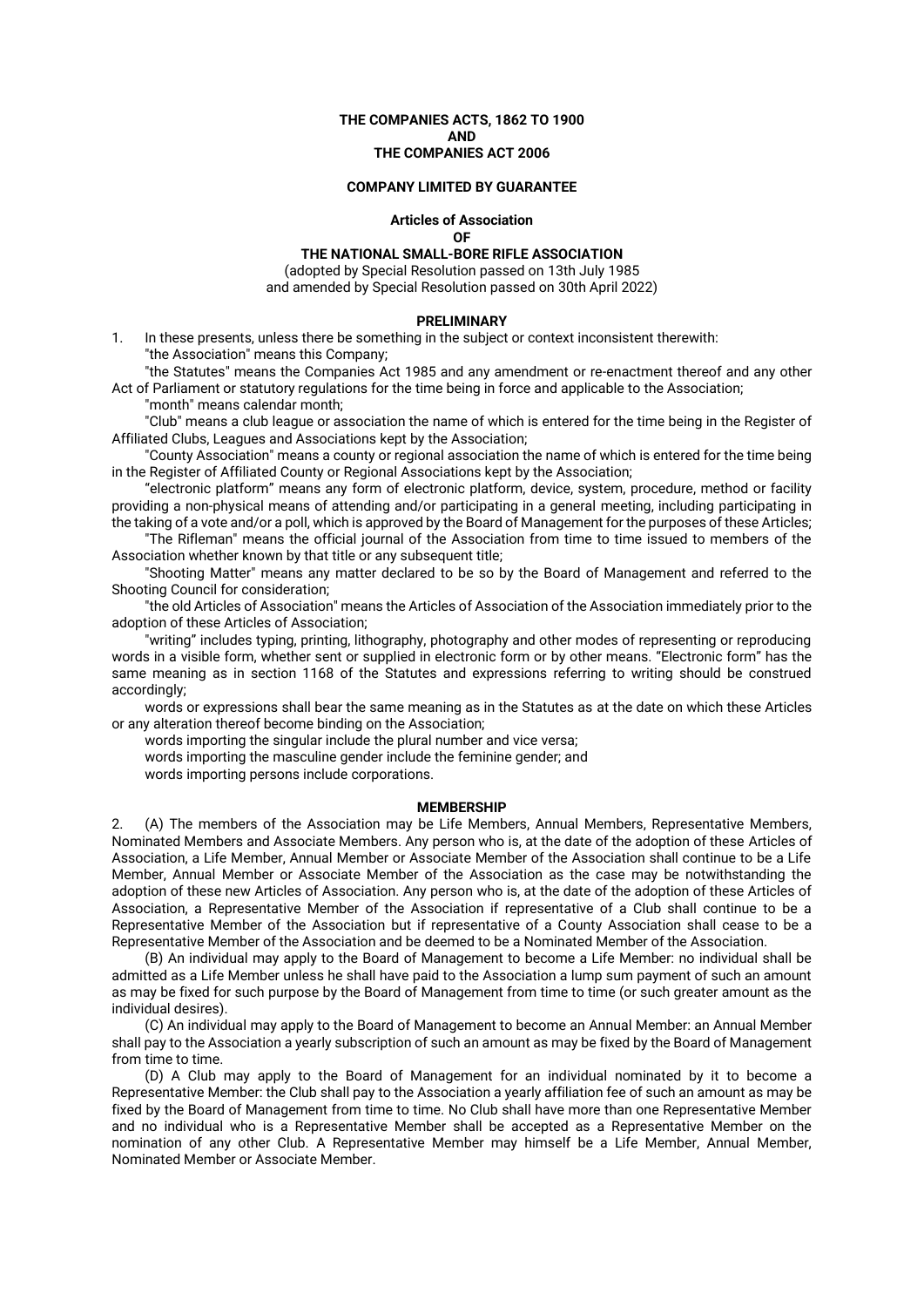**THE COMPANIES ACTS, 1862 TO 1900**
**AND**
**THE COMPANIES ACT 2006**

**COMPANY LIMITED BY GUARANTEE**

**Articles of Association**
**OF**
**THE NATIONAL SMALL-BORE RIFLE ASSOCIATION**

(adopted by Special Resolution passed on 13th July 1985
and amended by Special Resolution passed on 30th April 2022)

**PRELIMINARY**

1. In these presents, unless there be something in the subject or context inconsistent therewith:

"the Association" means this Company;

"the Statutes" means the Companies Act 1985 and any amendment or re-enactment thereof and any other Act of Parliament or statutory regulations for the time being in force and applicable to the Association;

"month" means calendar month;

"Club" means a club league or association the name of which is entered for the time being in the Register of Affiliated Clubs, Leagues and Associations kept by the Association;

"County Association" means a county or regional association the name of which is entered for the time being in the Register of Affiliated County or Regional Associations kept by the Association;

"electronic platform" means any form of electronic platform, device, system, procedure, method or facility providing a non-physical means of attending and/or participating in a general meeting, including participating in the taking of a vote and/or a poll, which is approved by the Board of Management for the purposes of these Articles;

"The Rifleman" means the official journal of the Association from time to time issued to members of the Association whether known by that title or any subsequent title;

"Shooting Matter" means any matter declared to be so by the Board of Management and referred to the Shooting Council for consideration;

"the old Articles of Association" means the Articles of Association of the Association immediately prior to the adoption of these Articles of Association;

"writing" includes typing, printing, lithography, photography and other modes of representing or reproducing words in a visible form, whether sent or supplied in electronic form or by other means. "Electronic form" has the same meaning as in section 1168 of the Statutes and expressions referring to writing should be construed accordingly;

words or expressions shall bear the same meaning as in the Statutes as at the date on which these Articles or any alteration thereof become binding on the Association;

words importing the singular include the plural number and vice versa;

words importing the masculine gender include the feminine gender; and

words importing persons include corporations.

**MEMBERSHIP**

2. (A) The members of the Association may be Life Members, Annual Members, Representative Members, Nominated Members and Associate Members. Any person who is, at the date of the adoption of these Articles of Association, a Life Member, Annual Member or Associate Member of the Association shall continue to be a Life Member, Annual Member or Associate Member of the Association as the case may be notwithstanding the adoption of these new Articles of Association. Any person who is, at the date of the adoption of these Articles of Association, a Representative Member of the Association if representative of a Club shall continue to be a Representative Member of the Association but if representative of a County Association shall cease to be a Representative Member of the Association and be deemed to be a Nominated Member of the Association.

(B) An individual may apply to the Board of Management to become a Life Member: no individual shall be admitted as a Life Member unless he shall have paid to the Association a lump sum payment of such an amount as may be fixed for such purpose by the Board of Management from time to time (or such greater amount as the individual desires).

(C) An individual may apply to the Board of Management to become an Annual Member: an Annual Member shall pay to the Association a yearly subscription of such an amount as may be fixed by the Board of Management from time to time.

(D) A Club may apply to the Board of Management for an individual nominated by it to become a Representative Member: the Club shall pay to the Association a yearly affiliation fee of such an amount as may be fixed by the Board of Management from time to time. No Club shall have more than one Representative Member and no individual who is a Representative Member shall be accepted as a Representative Member on the nomination of any other Club. A Representative Member may himself be a Life Member, Annual Member, Nominated Member or Associate Member.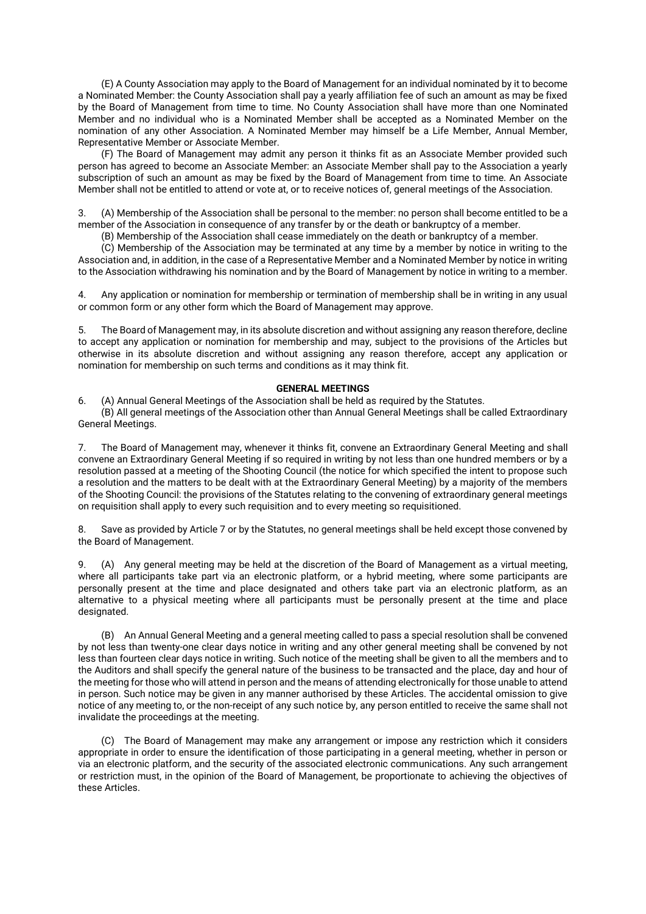(E) A County Association may apply to the Board of Management for an individual nominated by it to become a Nominated Member: the County Association shall pay a yearly affiliation fee of such an amount as may be fixed by the Board of Management from time to time. No County Association shall have more than one Nominated Member and no individual who is a Nominated Member shall be accepted as a Nominated Member on the nomination of any other Association. A Nominated Member may himself be a Life Member, Annual Member, Representative Member or Associate Member.

(F) The Board of Management may admit any person it thinks fit as an Associate Member provided such person has agreed to become an Associate Member: an Associate Member shall pay to the Association a yearly subscription of such an amount as may be fixed by the Board of Management from time to time. An Associate Member shall not be entitled to attend or vote at, or to receive notices of, general meetings of the Association.

3. (A) Membership of the Association shall be personal to the member: no person shall become entitled to be a member of the Association in consequence of any transfer by or the death or bankruptcy of a member.

(B) Membership of the Association shall cease immediately on the death or bankruptcy of a member.

(C) Membership of the Association may be terminated at any time by a member by notice in writing to the Association and, in addition, in the case of a Representative Member and a Nominated Member by notice in writing to the Association withdrawing his nomination and by the Board of Management by notice in writing to a member.

4. Any application or nomination for membership or termination of membership shall be in writing in any usual or common form or any other form which the Board of Management may approve.

5. The Board of Management may, in its absolute discretion and without assigning any reason therefore, decline to accept any application or nomination for membership and may, subject to the provisions of the Articles but otherwise in its absolute discretion and without assigning any reason therefore, accept any application or nomination for membership on such terms and conditions as it may think fit.

**GENERAL MEETINGS**

6. (A) Annual General Meetings of the Association shall be held as required by the Statutes.

(B) All general meetings of the Association other than Annual General Meetings shall be called Extraordinary General Meetings.

7. The Board of Management may, whenever it thinks fit, convene an Extraordinary General Meeting and shall convene an Extraordinary General Meeting if so required in writing by not less than one hundred members or by a resolution passed at a meeting of the Shooting Council (the notice for which specified the intent to propose such a resolution and the matters to be dealt with at the Extraordinary General Meeting) by a majority of the members of the Shooting Council: the provisions of the Statutes relating to the convening of extraordinary general meetings on requisition shall apply to every such requisition and to every meeting so requisitioned.

8. Save as provided by Article 7 or by the Statutes, no general meetings shall be held except those convened by the Board of Management.

9. (A) Any general meeting may be held at the discretion of the Board of Management as a virtual meeting, where all participants take part via an electronic platform, or a hybrid meeting, where some participants are personally present at the time and place designated and others take part via an electronic platform, as an alternative to a physical meeting where all participants must be personally present at the time and place designated.

(B) An Annual General Meeting and a general meeting called to pass a special resolution shall be convened by not less than twenty-one clear days notice in writing and any other general meeting shall be convened by not less than fourteen clear days notice in writing. Such notice of the meeting shall be given to all the members and to the Auditors and shall specify the general nature of the business to be transacted and the place, day and hour of the meeting for those who will attend in person and the means of attending electronically for those unable to attend in person. Such notice may be given in any manner authorised by these Articles. The accidental omission to give notice of any meeting to, or the non-receipt of any such notice by, any person entitled to receive the same shall not invalidate the proceedings at the meeting.

(C) The Board of Management may make any arrangement or impose any restriction which it considers appropriate in order to ensure the identification of those participating in a general meeting, whether in person or via an electronic platform, and the security of the associated electronic communications. Any such arrangement or restriction must, in the opinion of the Board of Management, be proportionate to achieving the objectives of these Articles.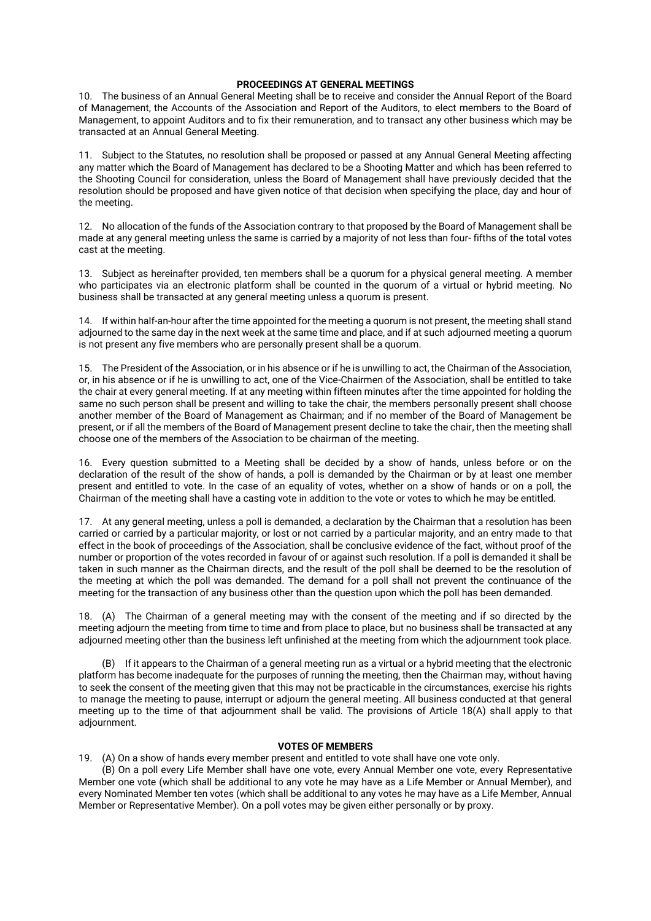## PROCEEDINGS AT GENERAL MEETINGS

10. The business of an Annual General Meeting shall be to receive and consider the Annual Report of the Board of Management, the Accounts of the Association and Report of the Auditors, to elect members to the Board of Management, to appoint Auditors and to fix their remuneration, and to transact any other business which may be transacted at an Annual General Meeting.

11. Subject to the Statutes, no resolution shall be proposed or passed at any Annual General Meeting affecting any matter which the Board of Management has declared to be a Shooting Matter and which has been referred to the Shooting Council for consideration, unless the Board of Management shall have previously decided that the resolution should be proposed and have given notice of that decision when specifying the place, day and hour of the meeting.

12. No allocation of the funds of the Association contrary to that proposed by the Board of Management shall be made at any general meeting unless the same is carried by a majority of not less than four- fifths of the total votes cast at the meeting.

13. Subject as hereinafter provided, ten members shall be a quorum for a physical general meeting. A member who participates via an electronic platform shall be counted in the quorum of a virtual or hybrid meeting. No business shall be transacted at any general meeting unless a quorum is present.

14. If within half-an-hour after the time appointed for the meeting a quorum is not present, the meeting shall stand adjourned to the same day in the next week at the same time and place, and if at such adjourned meeting a quorum is not present any five members who are personally present shall be a quorum.

15. The President of the Association, or in his absence or if he is unwilling to act, the Chairman of the Association, or, in his absence or if he is unwilling to act, one of the Vice-Chairmen of the Association, shall be entitled to take the chair at every general meeting. If at any meeting within fifteen minutes after the time appointed for holding the same no such person shall be present and willing to take the chair, the members personally present shall choose another member of the Board of Management as Chairman; and if no member of the Board of Management be present, or if all the members of the Board of Management present decline to take the chair, then the meeting shall choose one of the members of the Association to be chairman of the meeting.

16. Every question submitted to a Meeting shall be decided by a show of hands, unless before or on the declaration of the result of the show of hands, a poll is demanded by the Chairman or by at least one member present and entitled to vote. In the case of an equality of votes, whether on a show of hands or on a poll, the Chairman of the meeting shall have a casting vote in addition to the vote or votes to which he may be entitled.

17. At any general meeting, unless a poll is demanded, a declaration by the Chairman that a resolution has been carried or carried by a particular majority, or lost or not carried by a particular majority, and an entry made to that effect in the book of proceedings of the Association, shall be conclusive evidence of the fact, without proof of the number or proportion of the votes recorded in favour of or against such resolution. If a poll is demanded it shall be taken in such manner as the Chairman directs, and the result of the poll shall be deemed to be the resolution of the meeting at which the poll was demanded. The demand for a poll shall not prevent the continuance of the meeting for the transaction of any business other than the question upon which the poll has been demanded.

18. (A) The Chairman of a general meeting may with the consent of the meeting and if so directed by the meeting adjourn the meeting from time to time and from place to place, but no business shall be transacted at any adjourned meeting other than the business left unfinished at the meeting from which the adjournment took place.

(B) If it appears to the Chairman of a general meeting run as a virtual or a hybrid meeting that the electronic platform has become inadequate for the purposes of running the meeting, then the Chairman may, without having to seek the consent of the meeting given that this may not be practicable in the circumstances, exercise his rights to manage the meeting to pause, interrupt or adjourn the general meeting. All business conducted at that general meeting up to the time of that adjournment shall be valid. The provisions of Article 18(A) shall apply to that adjournment.

## VOTES OF MEMBERS

19. (A) On a show of hands every member present and entitled to vote shall have one vote only.

(B) On a poll every Life Member shall have one vote, every Annual Member one vote, every Representative Member one vote (which shall be additional to any vote he may have as a Life Member or Annual Member), and every Nominated Member ten votes (which shall be additional to any votes he may have as a Life Member, Annual Member or Representative Member). On a poll votes may be given either personally or by proxy.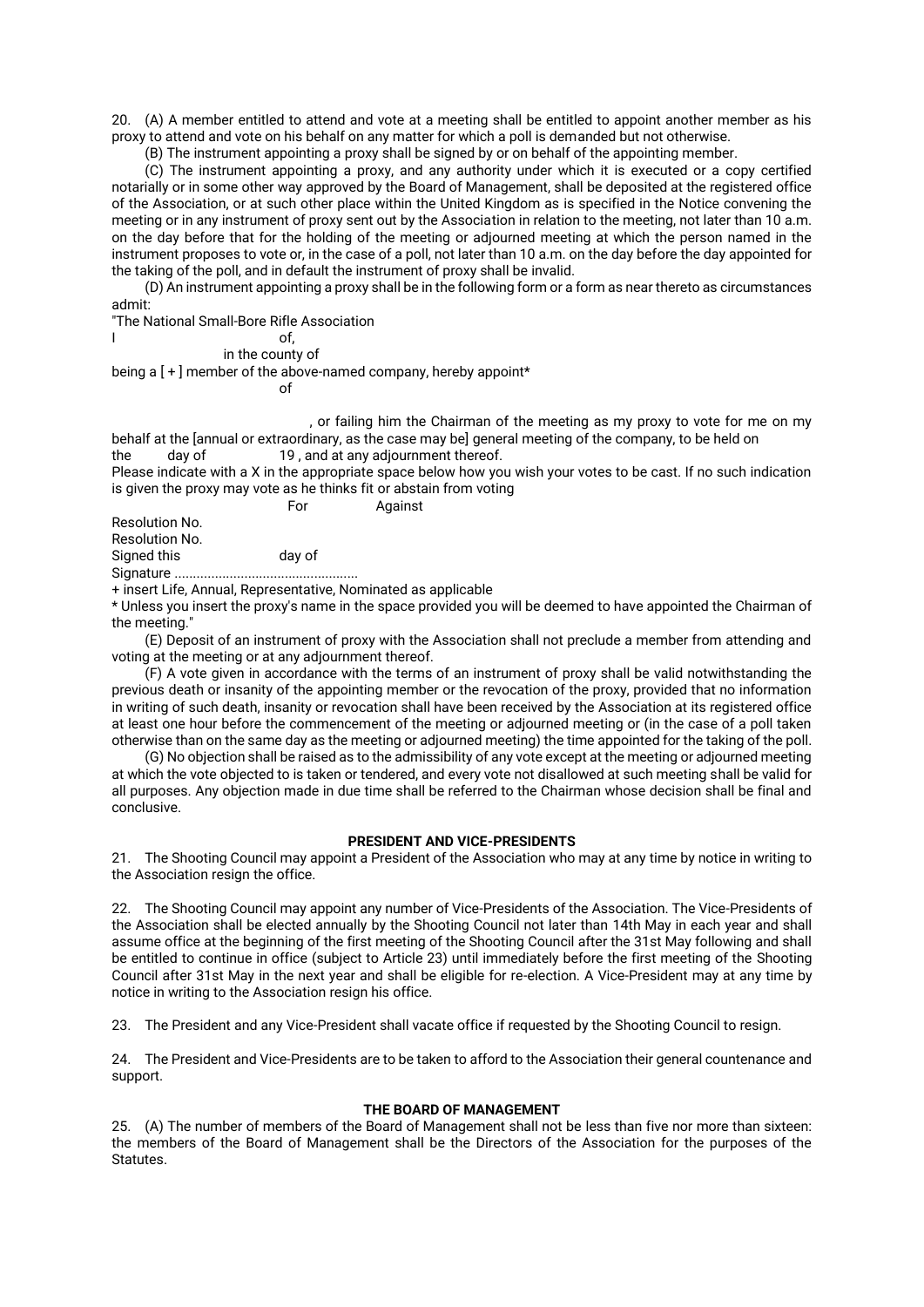20. (A) A member entitled to attend and vote at a meeting shall be entitled to appoint another member as his proxy to attend and vote on his behalf on any matter for which a poll is demanded but not otherwise.

(B) The instrument appointing a proxy shall be signed by or on behalf of the appointing member.

(C) The instrument appointing a proxy, and any authority under which it is executed or a copy certified notarially or in some other way approved by the Board of Management, shall be deposited at the registered office of the Association, or at such other place within the United Kingdom as is specified in the Notice convening the meeting or in any instrument of proxy sent out by the Association in relation to the meeting, not later than 10 a.m. on the day before that for the holding of the meeting or adjourned meeting at which the person named in the instrument proposes to vote or, in the case of a poll, not later than 10 a.m. on the day before the day appointed for the taking of the poll, and in default the instrument of proxy shall be invalid.

(D) An instrument appointing a proxy shall be in the following form or a form as near thereto as circumstances admit:

"The National Small-Bore Rifle Association

I of,

in the county of

being a [ + ] member of the above-named company, hereby appoint*

of

, or failing him the Chairman of the meeting as my proxy to vote for me on my behalf at the [annual or extraordinary, as the case may be] general meeting of the company, to be held on the day of 19 , and at any adjournment thereof.

Please indicate with a X in the appropriate space below how you wish your votes to be cast. If no such indication is given the proxy may vote as he thinks fit or abstain from voting

| | For | Against |
|---|---|---|
| Resolution No. | | |
| Resolution No. | | |

Signed this day of

Signature .................................................

+ insert Life, Annual, Representative, Nominated as applicable

* Unless you insert the proxy's name in the space provided you will be deemed to have appointed the Chairman of the meeting."

(E) Deposit of an instrument of proxy with the Association shall not preclude a member from attending and voting at the meeting or at any adjournment thereof.

(F) A vote given in accordance with the terms of an instrument of proxy shall be valid notwithstanding the previous death or insanity of the appointing member or the revocation of the proxy, provided that no information in writing of such death, insanity or revocation shall have been received by the Association at its registered office at least one hour before the commencement of the meeting or adjourned meeting or (in the case of a poll taken otherwise than on the same day as the meeting or adjourned meeting) the time appointed for the taking of the poll.

(G) No objection shall be raised as to the admissibility of any vote except at the meeting or adjourned meeting at which the vote objected to is taken or tendered, and every vote not disallowed at such meeting shall be valid for all purposes. Any objection made in due time shall be referred to the Chairman whose decision shall be final and conclusive.

## PRESIDENT AND VICE-PRESIDENTS

21. The Shooting Council may appoint a President of the Association who may at any time by notice in writing to the Association resign the office.

22. The Shooting Council may appoint any number of Vice-Presidents of the Association. The Vice-Presidents of the Association shall be elected annually by the Shooting Council not later than 14th May in each year and shall assume office at the beginning of the first meeting of the Shooting Council after the 31st May following and shall be entitled to continue in office (subject to Article 23) until immediately before the first meeting of the Shooting Council after 31st May in the next year and shall be eligible for re-election. A Vice-President may at any time by notice in writing to the Association resign his office.

23. The President and any Vice-President shall vacate office if requested by the Shooting Council to resign.

24. The President and Vice-Presidents are to be taken to afford to the Association their general countenance and support.

## THE BOARD OF MANAGEMENT

25. (A) The number of members of the Board of Management shall not be less than five nor more than sixteen: the members of the Board of Management shall be the Directors of the Association for the purposes of the Statutes.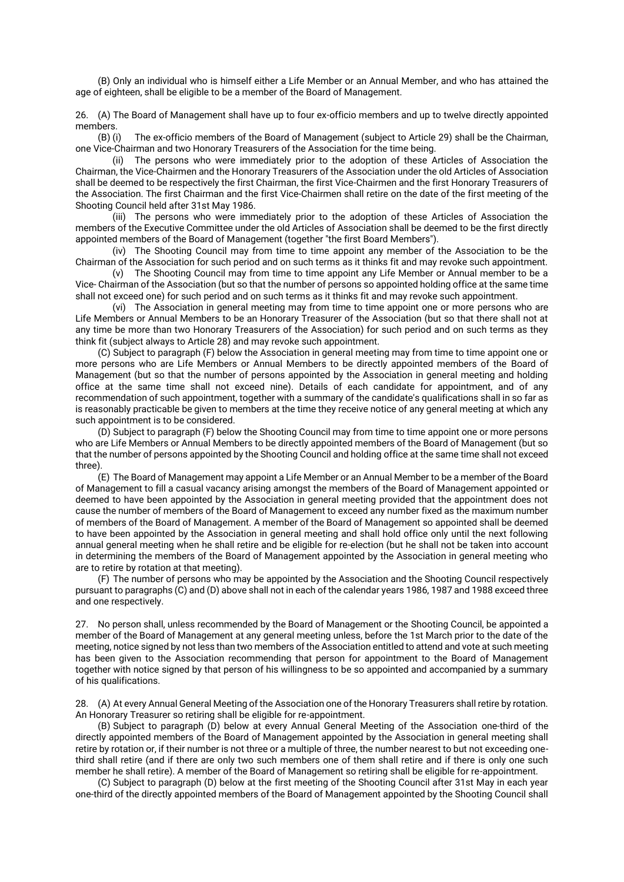(B) Only an individual who is himself either a Life Member or an Annual Member, and who has attained the age of eighteen, shall be eligible to be a member of the Board of Management.

26. (A) The Board of Management shall have up to four ex-officio members and up to twelve directly appointed members.

(B) (i) The ex-officio members of the Board of Management (subject to Article 29) shall be the Chairman, one Vice-Chairman and two Honorary Treasurers of the Association for the time being.

(ii) The persons who were immediately prior to the adoption of these Articles of Association the Chairman, the Vice-Chairmen and the Honorary Treasurers of the Association under the old Articles of Association shall be deemed to be respectively the first Chairman, the first Vice-Chairmen and the first Honorary Treasurers of the Association. The first Chairman and the first Vice-Chairmen shall retire on the date of the first meeting of the Shooting Council held after 31st May 1986.

(iii) The persons who were immediately prior to the adoption of these Articles of Association the members of the Executive Committee under the old Articles of Association shall be deemed to be the first directly appointed members of the Board of Management (together "the first Board Members").

(iv) The Shooting Council may from time to time appoint any member of the Association to be the Chairman of the Association for such period and on such terms as it thinks fit and may revoke such appointment.

(v) The Shooting Council may from time to time appoint any Life Member or Annual member to be a Vice- Chairman of the Association (but so that the number of persons so appointed holding office at the same time shall not exceed one) for such period and on such terms as it thinks fit and may revoke such appointment.

(vi) The Association in general meeting may from time to time appoint one or more persons who are Life Members or Annual Members to be an Honorary Treasurer of the Association (but so that there shall not at any time be more than two Honorary Treasurers of the Association) for such period and on such terms as they think fit (subject always to Article 28) and may revoke such appointment.

(C) Subject to paragraph (F) below the Association in general meeting may from time to time appoint one or more persons who are Life Members or Annual Members to be directly appointed members of the Board of Management (but so that the number of persons appointed by the Association in general meeting and holding office at the same time shall not exceed nine). Details of each candidate for appointment, and of any recommendation of such appointment, together with a summary of the candidate's qualifications shall in so far as is reasonably practicable be given to members at the time they receive notice of any general meeting at which any such appointment is to be considered.

(D) Subject to paragraph (F) below the Shooting Council may from time to time appoint one or more persons who are Life Members or Annual Members to be directly appointed members of the Board of Management (but so that the number of persons appointed by the Shooting Council and holding office at the same time shall not exceed three).

(E) The Board of Management may appoint a Life Member or an Annual Member to be a member of the Board of Management to fill a casual vacancy arising amongst the members of the Board of Management appointed or deemed to have been appointed by the Association in general meeting provided that the appointment does not cause the number of members of the Board of Management to exceed any number fixed as the maximum number of members of the Board of Management. A member of the Board of Management so appointed shall be deemed to have been appointed by the Association in general meeting and shall hold office only until the next following annual general meeting when he shall retire and be eligible for re-election (but he shall not be taken into account in determining the members of the Board of Management appointed by the Association in general meeting who are to retire by rotation at that meeting).

(F) The number of persons who may be appointed by the Association and the Shooting Council respectively pursuant to paragraphs (C) and (D) above shall not in each of the calendar years 1986, 1987 and 1988 exceed three and one respectively.

27. No person shall, unless recommended by the Board of Management or the Shooting Council, be appointed a member of the Board of Management at any general meeting unless, before the 1st March prior to the date of the meeting, notice signed by not less than two members of the Association entitled to attend and vote at such meeting has been given to the Association recommending that person for appointment to the Board of Management together with notice signed by that person of his willingness to be so appointed and accompanied by a summary of his qualifications.

28. (A) At every Annual General Meeting of the Association one of the Honorary Treasurers shall retire by rotation. An Honorary Treasurer so retiring shall be eligible for re-appointment.

(B) Subject to paragraph (D) below at every Annual General Meeting of the Association one-third of the directly appointed members of the Board of Management appointed by the Association in general meeting shall retire by rotation or, if their number is not three or a multiple of three, the number nearest to but not exceeding one-third shall retire (and if there are only two such members one of them shall retire and if there is only one such member he shall retire). A member of the Board of Management so retiring shall be eligible for re-appointment.

(C) Subject to paragraph (D) below at the first meeting of the Shooting Council after 31st May in each year one-third of the directly appointed members of the Board of Management appointed by the Shooting Council shall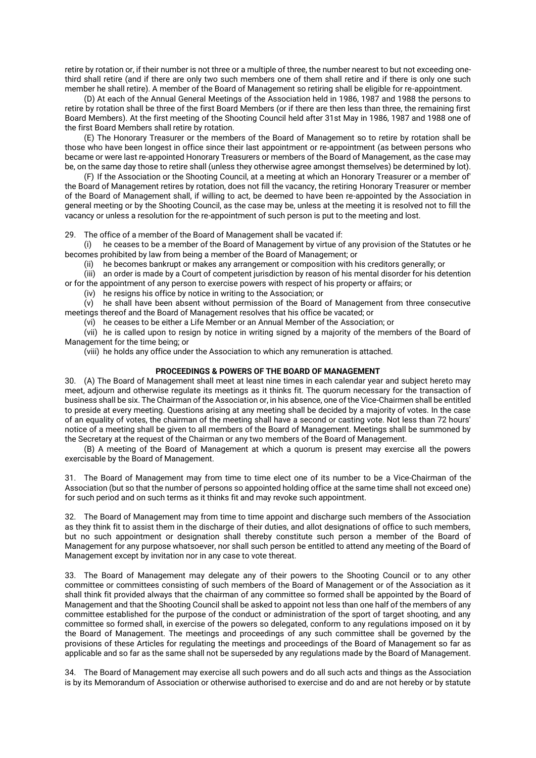retire by rotation or, if their number is not three or a multiple of three, the number nearest to but not exceeding one-third shall retire (and if there are only two such members one of them shall retire and if there is only one such member he shall retire). A member of the Board of Management so retiring shall be eligible for re-appointment.

(D) At each of the Annual General Meetings of the Association held in 1986, 1987 and 1988 the persons to retire by rotation shall be three of the first Board Members (or if there are then less than three, the remaining first Board Members). At the first meeting of the Shooting Council held after 31st May in 1986, 1987 and 1988 one of the first Board Members shall retire by rotation.

(E) The Honorary Treasurer or the members of the Board of Management so to retire by rotation shall be those who have been longest in office since their last appointment or re-appointment (as between persons who became or were last re-appointed Honorary Treasurers or members of the Board of Management, as the case may be, on the same day those to retire shall (unless they otherwise agree amongst themselves) be determined by lot).

(F) If the Association or the Shooting Council, at a meeting at which an Honorary Treasurer or a member of' the Board of Management retires by rotation, does not fill the vacancy, the retiring Honorary Treasurer or member of the Board of Management shall, if willing to act, be deemed to have been re-appointed by the Association in general meeting or by the Shooting Council, as the case may be, unless at the meeting it is resolved not to fill the vacancy or unless a resolution for the re-appointment of such person is put to the meeting and lost.

29. The office of a member of the Board of Management shall be vacated if:

(i) he ceases to be a member of the Board of Management by virtue of any provision of the Statutes or he becomes prohibited by law from being a member of the Board of Management; or

(ii) he becomes bankrupt or makes any arrangement or composition with his creditors generally; or

(iii) an order is made by a Court of competent jurisdiction by reason of his mental disorder for his detention or for the appointment of any person to exercise powers with respect of his property or affairs; or

(iv) he resigns his office by notice in writing to the Association; or

(v) he shall have been absent without permission of the Board of Management from three consecutive meetings thereof and the Board of Management resolves that his office be vacated; or

(vi) he ceases to be either a Life Member or an Annual Member of the Association; or

(vii) he is called upon to resign by notice in writing signed by a majority of the members of the Board of Management for the time being; or

(viii) he holds any office under the Association to which any remuneration is attached.

**PROCEEDINGS & POWERS OF THE BOARD OF MANAGEMENT**

30. (A) The Board of Management shall meet at least nine times in each calendar year and subject hereto may meet, adjourn and otherwise regulate its meetings as it thinks fit. The quorum necessary for the transaction of business shall be six. The Chairman of the Association or, in his absence, one of the Vice-Chairmen shall be entitled to preside at every meeting. Questions arising at any meeting shall be decided by a majority of votes. In the case of an equality of votes, the chairman of the meeting shall have a second or casting vote. Not less than 72 hours' notice of a meeting shall be given to all members of the Board of Management. Meetings shall be summoned by the Secretary at the request of the Chairman or any two members of the Board of Management.

(B) A meeting of the Board of Management at which a quorum is present may exercise all the powers exercisable by the Board of Management.

31. The Board of Management may from time to time elect one of its number to be a Vice-Chairman of the Association (but so that the number of persons so appointed holding office at the same time shall not exceed one) for such period and on such terms as it thinks fit and may revoke such appointment.

32. The Board of Management may from time to time appoint and discharge such members of the Association as they think fit to assist them in the discharge of their duties, and allot designations of office to such members, but no such appointment or designation shall thereby constitute such person a member of the Board of Management for any purpose whatsoever, nor shall such person be entitled to attend any meeting of the Board of Management except by invitation nor in any case to vote thereat.

33. The Board of Management may delegate any of their powers to the Shooting Council or to any other committee or committees consisting of such members of the Board of Management or of the Association as it shall think fit provided always that the chairman of any committee so formed shall be appointed by the Board of Management and that the Shooting Council shall be asked to appoint not less than one half of the members of any committee established for the purpose of the conduct or administration of the sport of target shooting, and any committee so formed shall, in exercise of the powers so delegated, conform to any regulations imposed on it by the Board of Management. The meetings and proceedings of any such committee shall be governed by the provisions of these Articles for regulating the meetings and proceedings of the Board of Management so far as applicable and so far as the same shall not be superseded by any regulations made by the Board of Management.

34. The Board of Management may exercise all such powers and do all such acts and things as the Association is by its Memorandum of Association or otherwise authorised to exercise and do and are not hereby or by statute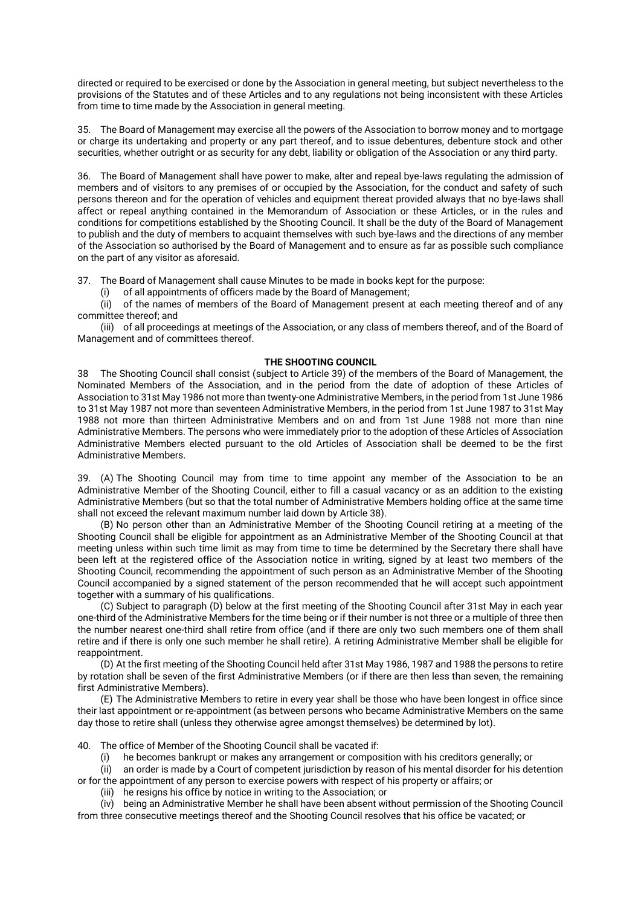directed or required to be exercised or done by the Association in general meeting, but subject nevertheless to the provisions of the Statutes and of these Articles and to any regulations not being inconsistent with these Articles from time to time made by the Association in general meeting.

35. The Board of Management may exercise all the powers of the Association to borrow money and to mortgage or charge its undertaking and property or any part thereof, and to issue debentures, debenture stock and other securities, whether outright or as security for any debt, liability or obligation of the Association or any third party.

36. The Board of Management shall have power to make, alter and repeal bye-laws regulating the admission of members and of visitors to any premises of or occupied by the Association, for the conduct and safety of such persons thereon and for the operation of vehicles and equipment thereat provided always that no bye-laws shall affect or repeal anything contained in the Memorandum of Association or these Articles, or in the rules and conditions for competitions established by the Shooting Council. It shall be the duty of the Board of Management to publish and the duty of members to acquaint themselves with such bye-laws and the directions of any member of the Association so authorised by the Board of Management and to ensure as far as possible such compliance on the part of any visitor as aforesaid.

37. The Board of Management shall cause Minutes to be made in books kept for the purpose:

(i) of all appointments of officers made by the Board of Management;

(ii) of the names of members of the Board of Management present at each meeting thereof and of any committee thereof; and

(iii) of all proceedings at meetings of the Association, or any class of members thereof, and of the Board of Management and of committees thereof.

## THE SHOOTING COUNCIL

38 The Shooting Council shall consist (subject to Article 39) of the members of the Board of Management, the Nominated Members of the Association, and in the period from the date of adoption of these Articles of Association to 31st May 1986 not more than twenty-one Administrative Members, in the period from 1st June 1986 to 31st May 1987 not more than seventeen Administrative Members, in the period from 1st June 1987 to 31st May 1988 not more than thirteen Administrative Members and on and from 1st June 1988 not more than nine Administrative Members. The persons who were immediately prior to the adoption of these Articles of Association Administrative Members elected pursuant to the old Articles of Association shall be deemed to be the first Administrative Members.

39. (A) The Shooting Council may from time to time appoint any member of the Association to be an Administrative Member of the Shooting Council, either to fill a casual vacancy or as an addition to the existing Administrative Members (but so that the total number of Administrative Members holding office at the same time shall not exceed the relevant maximum number laid down by Article 38).

(B) No person other than an Administrative Member of the Shooting Council retiring at a meeting of the Shooting Council shall be eligible for appointment as an Administrative Member of the Shooting Council at that meeting unless within such time limit as may from time to time be determined by the Secretary there shall have been left at the registered office of the Association notice in writing, signed by at least two members of the Shooting Council, recommending the appointment of such person as an Administrative Member of the Shooting Council accompanied by a signed statement of the person recommended that he will accept such appointment together with a summary of his qualifications.

(C) Subject to paragraph (D) below at the first meeting of the Shooting Council after 31st May in each year one-third of the Administrative Members for the time being or if their number is not three or a multiple of three then the number nearest one-third shall retire from office (and if there are only two such members one of them shall retire and if there is only one such member he shall retire). A retiring Administrative Member shall be eligible for reappointment.

(D) At the first meeting of the Shooting Council held after 31st May 1986, 1987 and 1988 the persons to retire by rotation shall be seven of the first Administrative Members (or if there are then less than seven, the remaining first Administrative Members).

(E) The Administrative Members to retire in every year shall be those who have been longest in office since their last appointment or re-appointment (as between persons who became Administrative Members on the same day those to retire shall (unless they otherwise agree amongst themselves) be determined by lot).

40. The office of Member of the Shooting Council shall be vacated if:

(i) he becomes bankrupt or makes any arrangement or composition with his creditors generally; or

(ii) an order is made by a Court of competent jurisdiction by reason of his mental disorder for his detention or for the appointment of any person to exercise powers with respect of his property or affairs; or

(iii) he resigns his office by notice in writing to the Association; or

(iv) being an Administrative Member he shall have been absent without permission of the Shooting Council from three consecutive meetings thereof and the Shooting Council resolves that his office be vacated; or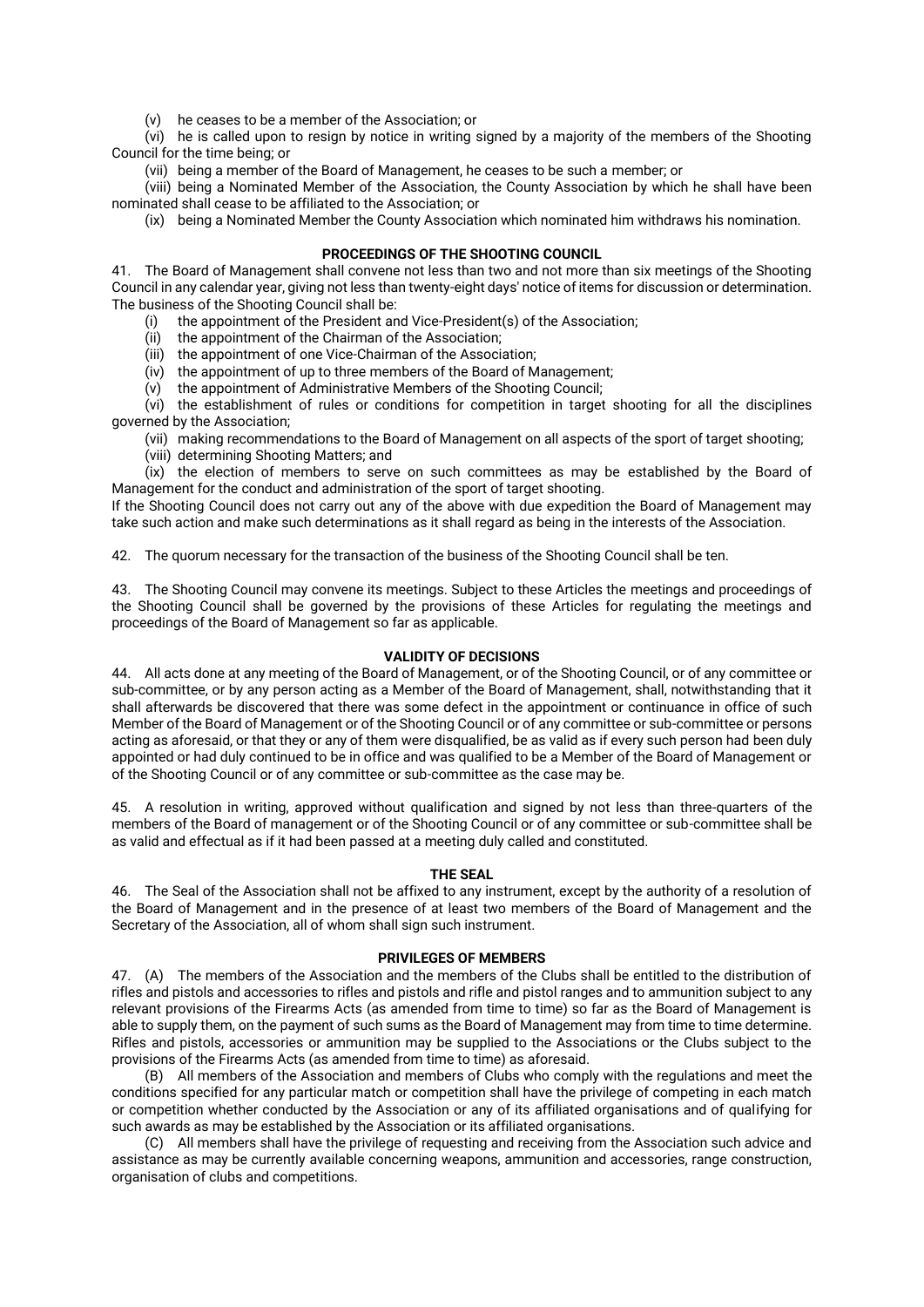(v) he ceases to be a member of the Association; or

(vi) he is called upon to resign by notice in writing signed by a majority of the members of the Shooting Council for the time being; or

(vii) being a member of the Board of Management, he ceases to be such a member; or

(viii) being a Nominated Member of the Association, the County Association by which he shall have been nominated shall cease to be affiliated to the Association; or

(ix) being a Nominated Member the County Association which nominated him withdraws his nomination.

**PROCEEDINGS OF THE SHOOTING COUNCIL**

41. The Board of Management shall convene not less than two and not more than six meetings of the Shooting Council in any calendar year, giving not less than twenty-eight days' notice of items for discussion or determination. The business of the Shooting Council shall be:

(i) the appointment of the President and Vice-President(s) of the Association;

(ii) the appointment of the Chairman of the Association;

(iii) the appointment of one Vice-Chairman of the Association;

(iv) the appointment of up to three members of the Board of Management;

(v) the appointment of Administrative Members of the Shooting Council;

(vi) the establishment of rules or conditions for competition in target shooting for all the disciplines governed by the Association;

(vii) making recommendations to the Board of Management on all aspects of the sport of target shooting;

(viii) determining Shooting Matters; and

(ix) the election of members to serve on such committees as may be established by the Board of Management for the conduct and administration of the sport of target shooting.

If the Shooting Council does not carry out any of the above with due expedition the Board of Management may take such action and make such determinations as it shall regard as being in the interests of the Association.

42. The quorum necessary for the transaction of the business of the Shooting Council shall be ten.

43. The Shooting Council may convene its meetings. Subject to these Articles the meetings and proceedings of the Shooting Council shall be governed by the provisions of these Articles for regulating the meetings and proceedings of the Board of Management so far as applicable.

**VALIDITY OF DECISIONS**

44. All acts done at any meeting of the Board of Management, or of the Shooting Council, or of any committee or sub-committee, or by any person acting as a Member of the Board of Management, shall, notwithstanding that it shall afterwards be discovered that there was some defect in the appointment or continuance in office of such Member of the Board of Management or of the Shooting Council or of any committee or sub-committee or persons acting as aforesaid, or that they or any of them were disqualified, be as valid as if every such person had been duly appointed or had duly continued to be in office and was qualified to be a Member of the Board of Management or of the Shooting Council or of any committee or sub-committee as the case may be.

45. A resolution in writing, approved without qualification and signed by not less than three-quarters of the members of the Board of management or of the Shooting Council or of any committee or sub-committee shall be as valid and effectual as if it had been passed at a meeting duly called and constituted.

**THE SEAL**

46. The Seal of the Association shall not be affixed to any instrument, except by the authority of a resolution of the Board of Management and in the presence of at least two members of the Board of Management and the Secretary of the Association, all of whom shall sign such instrument.

**PRIVILEGES OF MEMBERS**

47. (A) The members of the Association and the members of the Clubs shall be entitled to the distribution of rifles and pistols and accessories to rifles and pistols and rifle and pistol ranges and to ammunition subject to any relevant provisions of the Firearms Acts (as amended from time to time) so far as the Board of Management is able to supply them, on the payment of such sums as the Board of Management may from time to time determine. Rifles and pistols, accessories or ammunition may be supplied to the Associations or the Clubs subject to the provisions of the Firearms Acts (as amended from time to time) as aforesaid.

(B) All members of the Association and members of Clubs who comply with the regulations and meet the conditions specified for any particular match or competition shall have the privilege of competing in each match or competition whether conducted by the Association or any of its affiliated organisations and of qualifying for such awards as may be established by the Association or its affiliated organisations.

(C) All members shall have the privilege of requesting and receiving from the Association such advice and assistance as may be currently available concerning weapons, ammunition and accessories, range construction, organisation of clubs and competitions.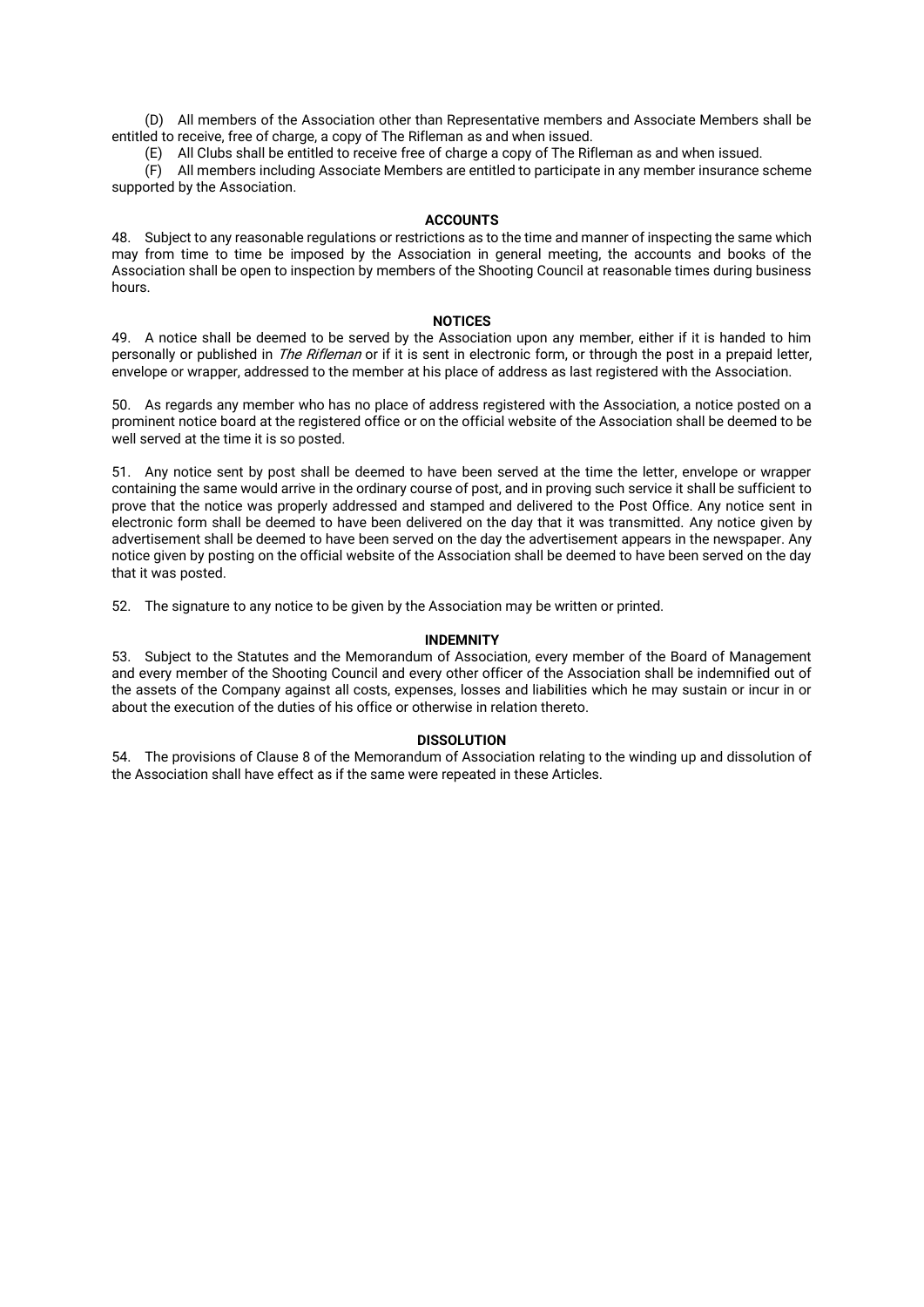(D) All members of the Association other than Representative members and Associate Members shall be entitled to receive, free of charge, a copy of The Rifleman as and when issued.

(E) All Clubs shall be entitled to receive free of charge a copy of The Rifleman as and when issued.

(F) All members including Associate Members are entitled to participate in any member insurance scheme supported by the Association.

## ACCOUNTS

48. Subject to any reasonable regulations or restrictions as to the time and manner of inspecting the same which may from time to time be imposed by the Association in general meeting, the accounts and books of the Association shall be open to inspection by members of the Shooting Council at reasonable times during business hours.

## NOTICES

49. A notice shall be deemed to be served by the Association upon any member, either if it is handed to him personally or published in *The Rifleman* or if it is sent in electronic form, or through the post in a prepaid letter, envelope or wrapper, addressed to the member at his place of address as last registered with the Association.

50. As regards any member who has no place of address registered with the Association, a notice posted on a prominent notice board at the registered office or on the official website of the Association shall be deemed to be well served at the time it is so posted.

51. Any notice sent by post shall be deemed to have been served at the time the letter, envelope or wrapper containing the same would arrive in the ordinary course of post, and in proving such service it shall be sufficient to prove that the notice was properly addressed and stamped and delivered to the Post Office. Any notice sent in electronic form shall be deemed to have been delivered on the day that it was transmitted. Any notice given by advertisement shall be deemed to have been served on the day the advertisement appears in the newspaper. Any notice given by posting on the official website of the Association shall be deemed to have been served on the day that it was posted.

52. The signature to any notice to be given by the Association may be written or printed.

## INDEMNITY

53. Subject to the Statutes and the Memorandum of Association, every member of the Board of Management and every member of the Shooting Council and every other officer of the Association shall be indemnified out of the assets of the Company against all costs, expenses, losses and liabilities which he may sustain or incur in or about the execution of the duties of his office or otherwise in relation thereto.

## DISSOLUTION

54. The provisions of Clause 8 of the Memorandum of Association relating to the winding up and dissolution of the Association shall have effect as if the same were repeated in these Articles.